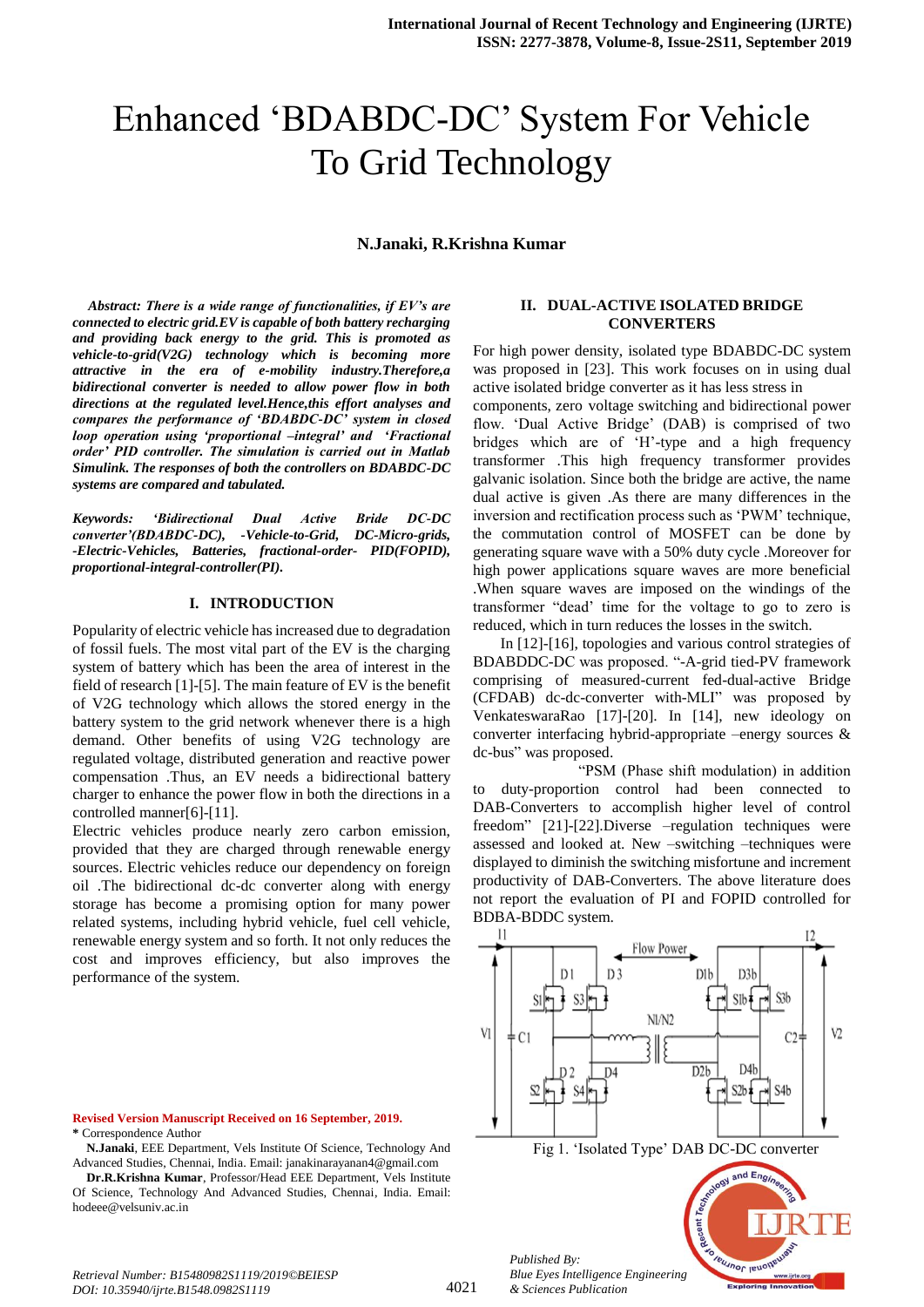# Enhanced 'BDABDC-DC' System For Vehicle To Grid Technology

**N.Janaki, R.Krishna Kumar**

***Abstract:** There is a wide range of functionalities, if EV's are connected to electric grid.EV is capable of both battery recharging and providing back energy to the grid. This is promoted as vehicle-to-grid(V2G) technology which is becoming more attractive in the era of e-mobility industry.Therefore,a bidirectional converter is needed to allow power flow in both directions at the regulated level.Hence,this effort analyses and compares the performance of 'BDABDC-DC' system in closed loop operation using 'proportional –integral' and 'Fractional order' PID controller. The simulation is carried out in Matlab Simulink. The responses of both the controllers on BDABDC-DC systems are compared and tabulated.*

***Keywords:** 'Bidirectional Dual Active Bride DC-DC converter'(BDABDC-DC), -Vehicle-to-Grid, DC-Micro-grids, -Electric-Vehicles, Batteries, fractional-order- PID(FOPID), proportional-integral-controller(PI).*

## I. INTRODUCTION

Popularity of electric vehicle has increased due to degradation of fossil fuels. The most vital part of the EV is the charging system of battery which has been the area of interest in the field of research [1]-[5]. The main feature of EV is the benefit of V2G technology which allows the stored energy in the battery system to the grid network whenever there is a high demand. Other benefits of using V2G technology are regulated voltage, distributed generation and reactive power compensation .Thus, an EV needs a bidirectional battery charger to enhance the power flow in both the directions in a controlled manner[6]-[11].

Electric vehicles produce nearly zero carbon emission, provided that they are charged through renewable energy sources. Electric vehicles reduce our dependency on foreign oil .The bidirectional dc-dc converter along with energy storage has become a promising option for many power related systems, including hybrid vehicle, fuel cell vehicle, renewable energy system and so forth. It not only reduces the cost and improves efficiency, but also improves the performance of the system.

**Revised Version Manuscript Received on 16 September, 2019.**

\* Correspondence Author

**N.Janaki**, EEE Department, Vels Institute Of Science, Technology And Advanced Studies, Chennai, India. Email: janakinarayanan4@gmail.com

**Dr.R.Krishna Kumar**, Professor/Head EEE Department, Vels Institute Of Science, Technology And Advanced Studies, Chennai, India. Email: hodeee@velsuniv.ac.in

## II. DUAL-ACTIVE ISOLATED BRIDGE CONVERTERS

For high power density, isolated type BDABDC-DC system was proposed in [23]. This work focuses on in using dual active isolated bridge converter as it has less stress in components, zero voltage switching and bidirectional power flow. 'Dual Active Bridge' (DAB) is comprised of two bridges which are of 'H'-type and a high frequency transformer .This high frequency transformer provides galvanic isolation. Since both the bridge are active, the name dual active is given .As there are many differences in the inversion and rectification process such as 'PWM' technique, the commutation control of MOSFET can be done by generating square wave with a 50% duty cycle .Moreover for high power applications square waves are more beneficial .When square waves are imposed on the windings of the transformer "dead' time for the voltage to go to zero is reduced, which in turn reduces the losses in the switch.

In [12]-[16], topologies and various control strategies of BDABDDC-DC was proposed. "-A-grid tied-PV framework comprising of measured-current fed-dual-active Bridge (CFDAB) dc-dc-converter with-MLI" was proposed by VenkateswaraRao [17]-[20]. In [14], new ideology on converter interfacing hybrid-appropriate –energy sources & dc-bus" was proposed.

"PSM (Phase shift modulation) in addition to duty-proportion control had been connected to DAB-Converters to accomplish higher level of control freedom" [21]-[22].Diverse –regulation techniques were assessed and looked at. New –switching –techniques were displayed to diminish the switching misfortune and increment productivity of DAB-Converters. The above literature does not report the evaluation of PI and FOPID controlled for BDBA-BDDC system.

Fig 1. 'Isolated Type' DAB DC-DC converter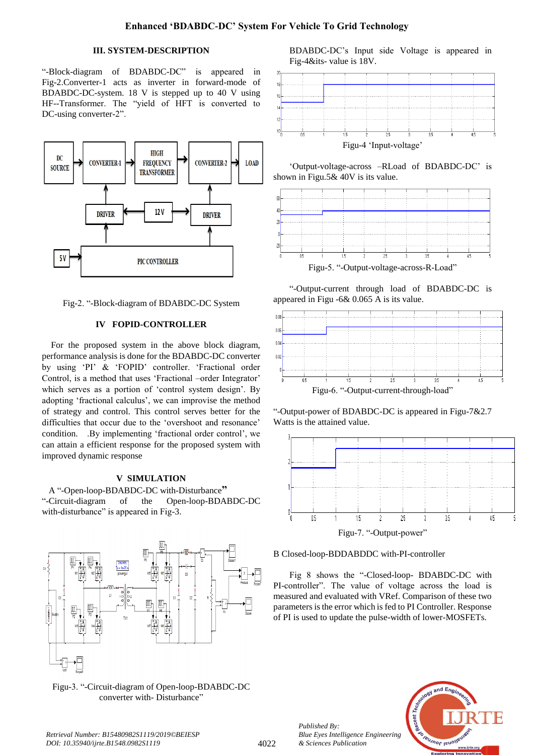### III. SYSTEM-DESCRIPTION

"-Block-diagram of BDABDC-DC" is appeared in Fig-2.Converter-1 acts as inverter in forward-mode of BDABDC-DC-system. 18 V is stepped up to 40 V using HF--Transformer. The "yield of HFT is converted to DC-using converter-2".

Fig-2. "-Block-diagram of BDABDC-DC System

### IV FOPID-CONTROLLER

For the proposed system in the above block diagram, performance analysis is done for the BDABDC-DC converter by using 'PI' & 'FOPID' controller. 'Fractional order Control, is a method that uses 'Fractional –order Integrator' which serves as a portion of 'control system design'. By adopting 'fractional calculus', we can improvise the method of strategy and control. This control serves better for the difficulties that occur due to the 'overshoot and resonance' condition. .By implementing 'fractional order control', we can attain a efficient response for the proposed system with improved dynamic response

### V SIMULATION

A "-Open-loop-BDABDC-DC with-Disturbance"

"-Circuit-diagram of the Open-loop-BDABDC-DC with-disturbance" is appeared in Fig-3.

Figu-3. "-Circuit-diagram of Open-loop-BDABDC-DC converter with- Disturbance"

BDABDC-DC's Input side Voltage is appeared in Fig-4&its- value is 18V.

Figu-4 'Input-voltage'

'Output-voltage-across –RLoad of BDABDC-DC' is shown in Figu.5& 40V is its value.

Figu-5. "-Output-voltage-across-R-Load"

"-Output-current through load of BDABDC-DC is appeared in Figu -6& 0.065 A is its value.

Figu-6. "-Output-current-through-load"

"-Output-power of BDABDC-DC is appeared in Figu-7&2.7 Watts is the attained value.

Figu-7. "-Output-power"

B Closed-loop-BDDABDDC with-PI-controller

Fig 8 shows the "-Closed-loop- BDABDC-DC with PI-controller". The value of voltage across the load is measured and evaluated with VRef. Comparison of these two parameters is the error which is fed to PI Controller. Response of PI is used to update the pulse-width of lower-MOSFETs.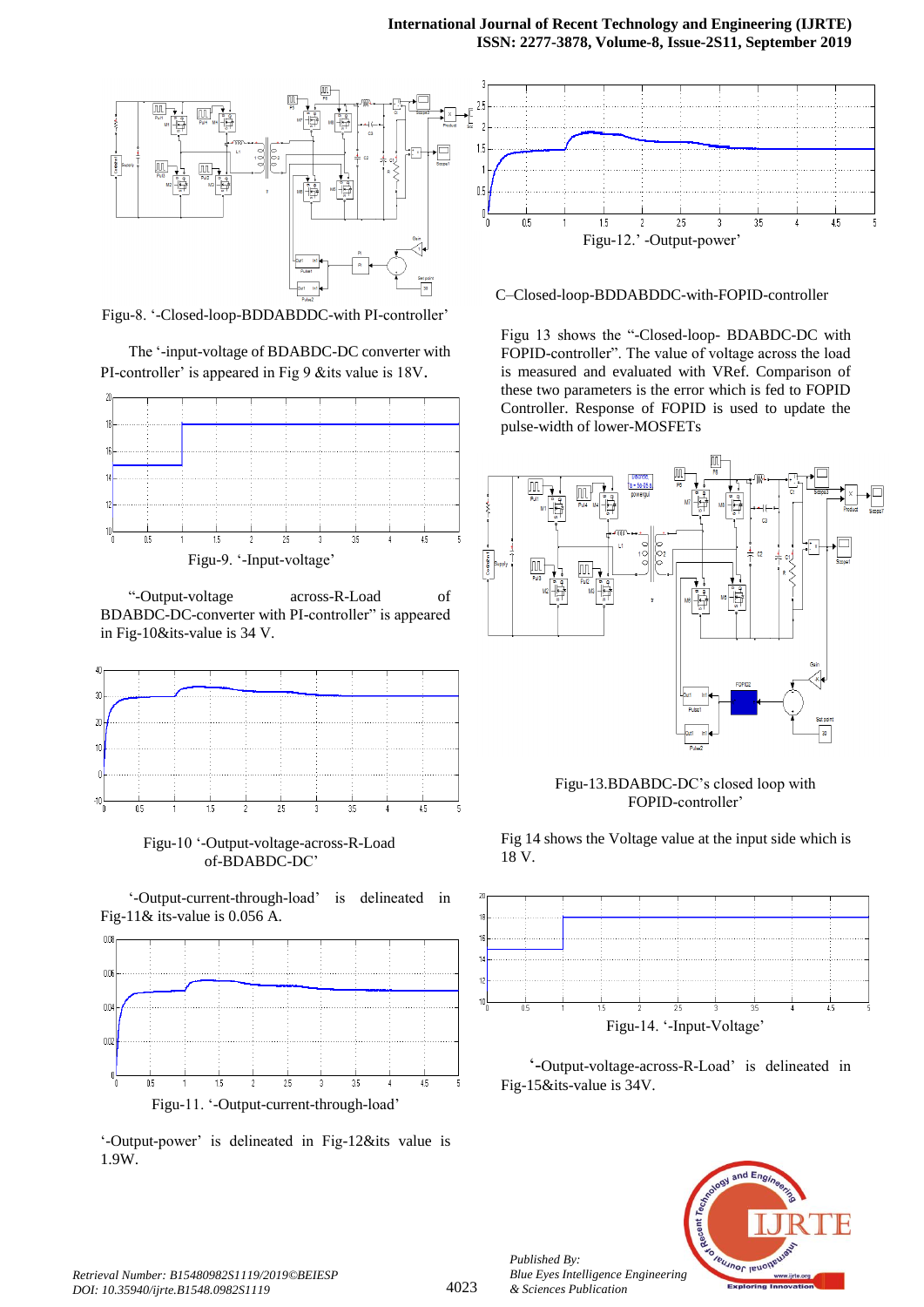Figu-8. '-Closed-loop-BDDABDDC-with PI-controller'

The '-input-voltage of BDDABDC-DC converter with PI-controller' is appeared in Fig 9 &its value is 18V.

Figu-9. '-Input-voltage'

"-Output-voltage across-R-Load of BDABDC-DC-converter with PI-controller" is appeared in Fig-10&its-value is 34 V.

Figu-10 '-Output-voltage-across-R-Load of-BDABDC-DC'

'-Output-current-through-load' is delineated in Fig-11& its-value is 0.056 A.

Figu-11. '-Output-current-through-load'

'-Output-power' is delineated in Fig-12&its value is 1.9W.

Figu-12.' -Output-power'

C–Closed-loop-BDDABDDC-with-FOPID-controller

Figu 13 shows the "-Closed-loop- BDABDC-DC with FOPID-controller". The value of voltage across the load is measured and evaluated with VRef. Comparison of these two parameters is the error which is fed to FOPID Controller. Response of FOPID is used to update the pulse-width of lower-MOSFETs

Figu-13.BDABDC-DC's closed loop with FOPID-controller'

Fig 14 shows the Voltage value at the input side which is 18 V.

Figu-14. '-Input-Voltage'

'-Output-voltage-across-R-Load' is delineated in Fig-15&its-value is 34V.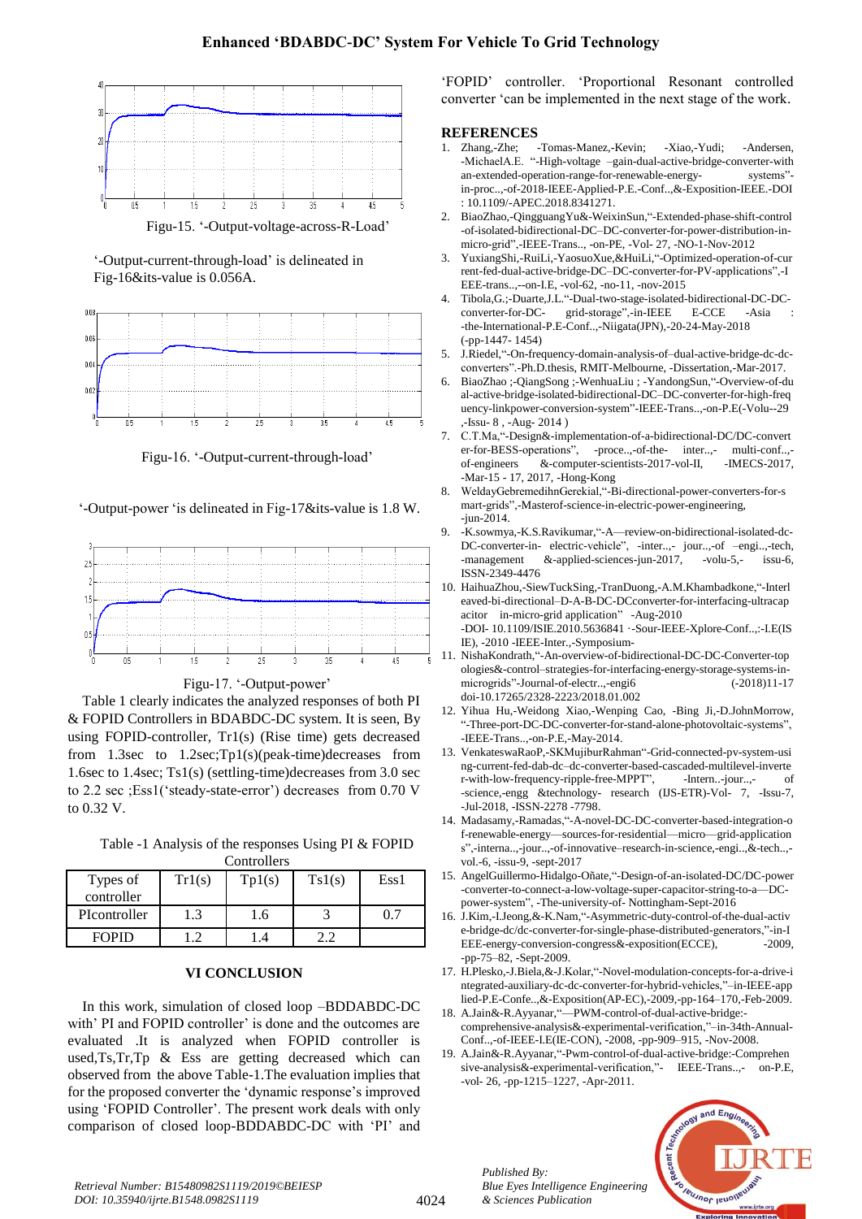Figu-15. '-Output-voltage-across-R-Load'

'-Output-current-through-load' is delineated in Fig-16&its-value is 0.056A.

Figu-16. '-Output-current-through-load'

'-Output-power 'is delineated in Fig-17&its-value is 1.8 W.

Figu-17. '-Output-power'

Table 1 clearly indicates the analyzed responses of both PI & FOPID Controllers in BDABDC-DC system. It is seen, By using FOPID-controller, Tr1(s) (Rise time) gets decreased from 1.3sec to 1.2sec;Tp1(s)(peak-time)decreases from 1.6sec to 1.4sec; Ts1(s) (settling-time)decreases from 3.0 sec to 2.2 sec ;Ess1('steady-state-error') decreases from 0.70 V to 0.32 V.

Table -1 Analysis of the responses Using PI & FOPID Controllers

| Types of controller | Tr1(s) | Tp1(s) | Ts1(s) | Ess1 |
|---|---|---|---|---|
| PIcontroller | 1.3 | 1.6 | 3 | 0.7 |
| FOPID | 1.2 | 1.4 | 2.2 | |

## VI CONCLUSION

In this work, simulation of closed loop –BDDABDC-DC with' PI and FOPID controller' is done and the outcomes are evaluated .It is analyzed when FOPID controller is used,Ts,Tr,Tp & Ess are getting decreased which can observed from the above Table-1.The evaluation implies that for the proposed converter the 'dynamic response's improved using 'FOPID Controller'. The present work deals with only comparison of closed loop-BDDABDC-DC with 'PI' and 'FOPID' controller. 'Proportional Resonant controlled converter 'can be implemented in the next stage of the work.

## REFERENCES

1. Zhang,-Zhe; -Tomas-Manez,-Kevin; -Xiao,-Yudi; -Andersen, -MichaelA.E. "-High-voltage –gain-dual-active-bridge-converter-with an-extended-operation-range-for-renewable-energy- systems"-in-proc..,-of-2018-IEEE-Applied-P.E.-Conf..,&-Exposition-IEEE.-DOI : 10.1109/-APEC.2018.8341271.
2. BiaoZhao,-QingguangYu&-WeixinSun,"-Extended-phase-shift-control -of-isolated-bidirectional-DC–DC-converter-for-power-distribution-in-micro-grid",-IEEE-Trans.., -on-PE, -Vol- 27, -NO-1-Nov-2012
3. YuxiangShi,-RuiLi,-YaosuoXue,&HuiLi,"-Optimized-operation-of-current-fed-dual-active-bridge-DC–DC-converter-for-PV-applications",-IEEE-trans..,--on-I.E, -vol-62, -no-11, -nov-2015
4. Tibola,G.;-Duarte,J.L."-Dual-two-stage-isolated-bidirectional-DC-DC-converter-for-DC- grid-storage",-in-IEEE E-CCE -Asia : -the-International-P.E-Conf..,-Niigata(JPN),-20-24-May-2018 (-pp-1447- 1454)
5. J.Riedel,"-On-frequency-domain-analysis-of–dual-active-bridge-dc-dc-converters"-.Ph.D.thesis, RMIT-Melbourne, -Dissertation,-Mar-2017.
6. BiaoZhao ;-QiangSong ;-WenhuaLiu ; -YandongSun,"-Overview-of-dual-active-bridge-isolated-bidirectional-DC–DC-converter-for-high-frequency-linkpower-conversion-system"-IEEE-Trans..,-on-P.E(-Volu--29 ,-Issu- 8 , -Aug- 2014 )
7. C.T.Ma,"-Design&-implementation-of-a-bidirectional-DC/DC-converter-for-BESS-operations", -proce..,-of-the- inter..,- multi-conf..,-of-engineers &-computer-scientists-2017-vol-II, -IMECS-2017, -Mar-15 - 17, 2017, -Hong-Kong
8. WeldayGebremedihnGerekial,"-Bi-directional-power-converters-for-smart-grids",-Masterof-science-in-electric-power-engineering, -jun-2014.
9. -K.sowmya,-K.S.Ravikumar,"-A—review-on-bidirectional-isolated-dc-DC-converter-in- electric-vehicle", -inter..,- jour..,-of –engi..,-tech, -management &-applied-sciences-jun-2017, -volu-5,- issu-6, ISSN-2349-4476
10. HaihuaZhou,-SiewTuckSing,-TranDuong,-A.M.Khambadkone,"-Interleaved-bi-directional–D-A-B-DC-DCconverter-for-interfacing-ultracapacitor in-micro-grid application" -Aug-2010 -DOI- 10.1109/ISIE.2010.5636841 ·-Sour-IEEE-Xplore-Conf..,:-I.E(ISIE), -2010 -IEEE-Inter.,-Symposium-
11. NishaKondrath,"-An-overview-of-bidirectional-DC-DC-Converter-topologies&-control–strategies-for-interfacing-energy-storage-systems-in-microgrids"-Journal-of-electr..,-engi6 (-2018)11-17 doi-10.17265/2328-2223/2018.01.002
12. Yihua Hu,-Weidong Xiao,-Wenping Cao, -Bing Ji,-D.JohnMorrow, "-Three-port-DC-DC-converter-for-stand-alone-photovoltaic-systems", -IEEE-Trans..,-on-P.E,-May-2014.
13. VenkateswaRaoP,-SKMujiburRahman"-Grid-connected-pv-system-using-current-fed-dab-dc–dc-converter-based-cascaded-multilevel-inverter-with-low-frequency-ripple-free-MPPT", -Intern..-jour..,- of -science,-engg &technology- research (IJS-ETR)-Vol- 7, -Issu-7, -Jul-2018, -ISSN-2278 -7798.
14. Madasamy,-Ramadas,"-A-novel-DC-DC-converter-based-integration-of-renewable-energy—sources-for-residential—micro—grid-applications",-interna..,-jour..,-of-innovative–research-in-science,-engi..,&-tech..,-vol.-6, -issu-9, -sept-2017
15. AngelGuillermo-Hidalgo-Oñate,"-Design-of-an-isolated-DC/DC-power-converter-to-connect-a-low-voltage-super-capacitor-string-to-a—DC-power-system", -The-university-of- Nottingham-Sept-2016
16. J.Kim,-I.Jeong,&-K.Nam,"-Asymmetric-duty-control-of-the-dual-active-bridge-dc/dc-converter-for-single-phase-distributed-generators,"-in-IEEE-energy-conversion-congress&-exposition(ECCE), -2009, -pp-75–82, -Sept-2009.
17. H.Plesko,-J.Biela,&-J.Kolar,"-Novel-modulation-concepts-for-a-drive-integrated-auxiliary-dc-dc-converter-for-hybrid-vehicles,"–in-IEEE-applied-P.E-Confe..,&-Exposition(AP-EC),-2009,-pp-164–170,-Feb-2009.
18. A.Jain&-R.Ayyanar,"—PWM-control-of-dual-active-bridge:-comprehensive-analysis&-experimental-verification,"–in-34th-Annual-Conf..,-of-IEEE-I.E(IE-CON), -2008, -pp-909–915, -Nov-2008.
19. A.Jain&-R.Ayyanar,"-Pwm-control-of-dual-active-bridge:-Comprehensive-analysis&-experimental-verification,"- IEEE-Trans..,- on-P.E, -vol- 26, -pp-1215–1227, -Apr-2011.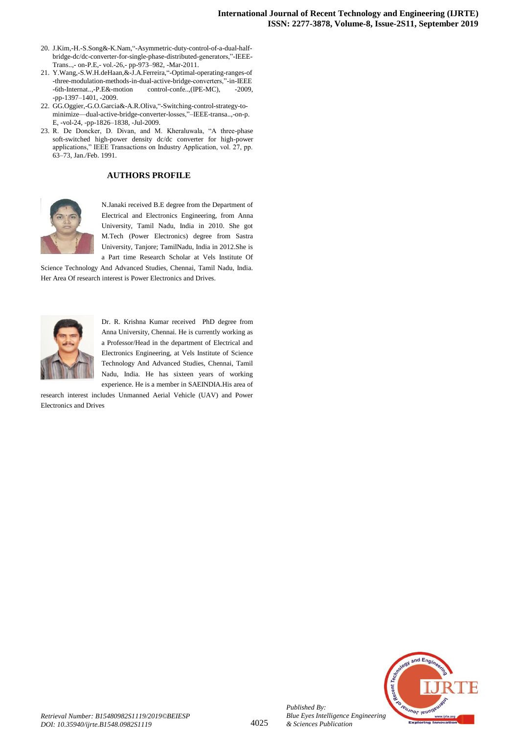20. J.Kim,-H.-S.Song&-K.Nam,"-Asymmetric-duty-control-of-a-dual-half-bridge-dc/dc-converter-for-single-phase-distributed-generators,"-IEEE-Trans..,- on-P.E,- vol.-26,- pp-973–982, -Mar-2011.
21. Y.Wang,-S.W.H.deHaan,&-J.A.Ferreira,"-Optimal-operating-ranges-of -three-modulation-methods-in-dual-active-bridge-converters,"-in-IEEE -6th-Internat..,-P.E&-motion control-confe..,(IPE-MC), -2009, -pp-1397–1401, -2009.
22. GG.Oggier,-G.O.Garcia&-A.R.Oliva,"-Switching-control-strategy-to-minimize—dual-active-bridge-converter-losses,"–IEEE-transa..,-on-p. E, -vol-24, -pp-1826–1838, -Jul-2009.
23. R. De Doncker, D. Divan, and M. Kheraluwala, "A three-phase soft-switched high-power density dc/dc converter for high-power applications," IEEE Transactions on Industry Application, vol. 27, pp. 63–73, Jan./Feb. 1991.

## AUTHORS PROFILE

N.Janaki received B.E degree from the Department of Electrical and Electronics Engineering, from Anna University, Tamil Nadu, India in 2010. She got M.Tech (Power Electronics) degree from Sastra University, Tanjore; TamilNadu, India in 2012.She is a Part time Research Scholar at Vels Institute Of Science Technology And Advanced Studies, Chennai, Tamil Nadu, India. Her Area Of research interest is Power Electronics and Drives.

Dr. R. Krishna Kumar received PhD degree from Anna University, Chennai. He is currently working as a Professor/Head in the department of Electrical and Electronics Engineering, at Vels Institute of Science Technology And Advanced Studies, Chennai, Tamil Nadu, India. He has sixteen years of working experience. He is a member in SAEINDIA.His area of research interest includes Unmanned Aerial Vehicle (UAV) and Power Electronics and Drives